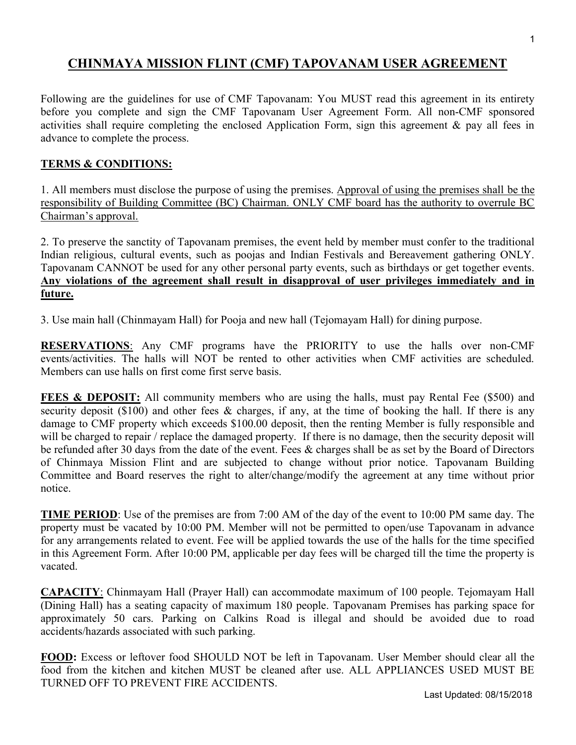# CHINMAYA MISSION FLINT (CMF) TAPOVANAM USER AGREEMENT

Following are the guidelines for use of CMF Tapovanam: You MUST read this agreement in its entirety before you complete and sign the CMF Tapovanam User Agreement Form. All non-CMF sponsored activities shall require completing the enclosed Application Form, sign this agreement & pay all fees in advance to complete the process.

## TERMS & CONDITIONS:

1. All members must disclose the purpose of using the premises. Approval of using the premises shall be the responsibility of Building Committee (BC) Chairman. ONLY CMF board has the authority to overrule BC Chairman's approval.

2. To preserve the sanctity of Tapovanam premises, the event held by member must confer to the traditional Indian religious, cultural events, such as poojas and Indian Festivals and Bereavement gathering ONLY. Tapovanam CANNOT be used for any other personal party events, such as birthdays or get together events. **Any violations of the agreement shall result in disapproval of user privileges immediately and in future.**

3. Use main hall (Chinmayam Hall) for Pooja and new hall (Tejomayam Hall) for dining purpose.

**RESERVATIONS**: Any CMF programs have the PRIORITY to use the halls over non-CMF events/activities. The halls will NOT be rented to other activities when CMF activities are scheduled. Members can use halls on first come first serve basis.

**FEES & DEPOSIT:** All community members who are using the halls, must pay Rental Fee ($500) and security deposit ($100) and other fees & charges, if any, at the time of booking the hall. If there is any damage to CMF property which exceeds $100.00 deposit, then the renting Member is fully responsible and will be charged to repair / replace the damaged property. If there is no damage, then the security deposit will be refunded after 30 days from the date of the event. Fees & charges shall be as set by the Board of Directors of Chinmaya Mission Flint and are subjected to change without prior notice. Tapovanam Building Committee and Board reserves the right to alter/change/modify the agreement at any time without prior notice.

**TIME PERIOD**: Use of the premises are from 7:00 AM of the day of the event to 10:00 PM same day. The property must be vacated by 10:00 PM. Member will not be permitted to open/use Tapovanam in advance for any arrangements related to event. Fee will be applied towards the use of the halls for the time specified in this Agreement Form. After 10:00 PM, applicable per day fees will be charged till the time the property is vacated.

**CAPACITY**: Chinmayam Hall (Prayer Hall) can accommodate maximum of 100 people. Tejomayam Hall (Dining Hall) has a seating capacity of maximum 180 people. Tapovanam Premises has parking space for approximately 50 cars. Parking on Calkins Road is illegal and should be avoided due to road accidents/hazards associated with such parking.

**FOOD:** Excess or leftover food SHOULD NOT be left in Tapovanam. User Member should clear all the food from the kitchen and kitchen MUST be cleaned after use. ALL APPLIANCES USED MUST BE TURNED OFF TO PREVENT FIRE ACCIDENTS.

Last Updated: 08/15/2018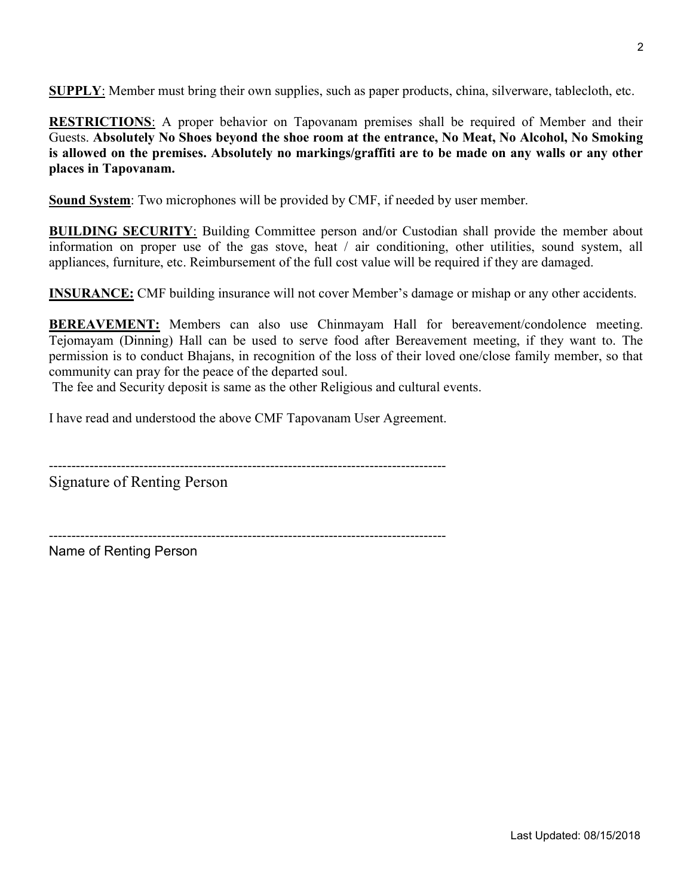**SUPPLY**: Member must bring their own supplies, such as paper products, china, silverware, tablecloth, etc.

**RESTRICTIONS**: A proper behavior on Tapovanam premises shall be required of Member and their Guests. **Absolutely No Shoes beyond the shoe room at the entrance, No Meat, No Alcohol, No Smoking is allowed on the premises. Absolutely no markings/graffiti are to be made on any walls or any other places in Tapovanam.**

**Sound System**: Two microphones will be provided by CMF, if needed by user member.

**BUILDING SECURITY**: Building Committee person and/or Custodian shall provide the member about information on proper use of the gas stove, heat / air conditioning, other utilities, sound system, all appliances, furniture, etc. Reimbursement of the full cost value will be required if they are damaged.

**INSURANCE:** CMF building insurance will not cover Member's damage or mishap or any other accidents.

**BEREAVEMENT:** Members can also use Chinmayam Hall for bereavement/condolence meeting. Tejomayam (Dinning) Hall can be used to serve food after Bereavement meeting, if they want to. The permission is to conduct Bhajans, in recognition of the loss of their loved one/close family member, so that community can pray for the peace of the departed soul.

The fee and Security deposit is same as the other Religious and cultural events.

I have read and understood the above CMF Tapovanam User Agreement.

-----------------------------------------------------------------------------------------

Signature of Renting Person

-----------------------------------------------------------------------------------------

Name of Renting Person

Last Updated: 08/15/2018